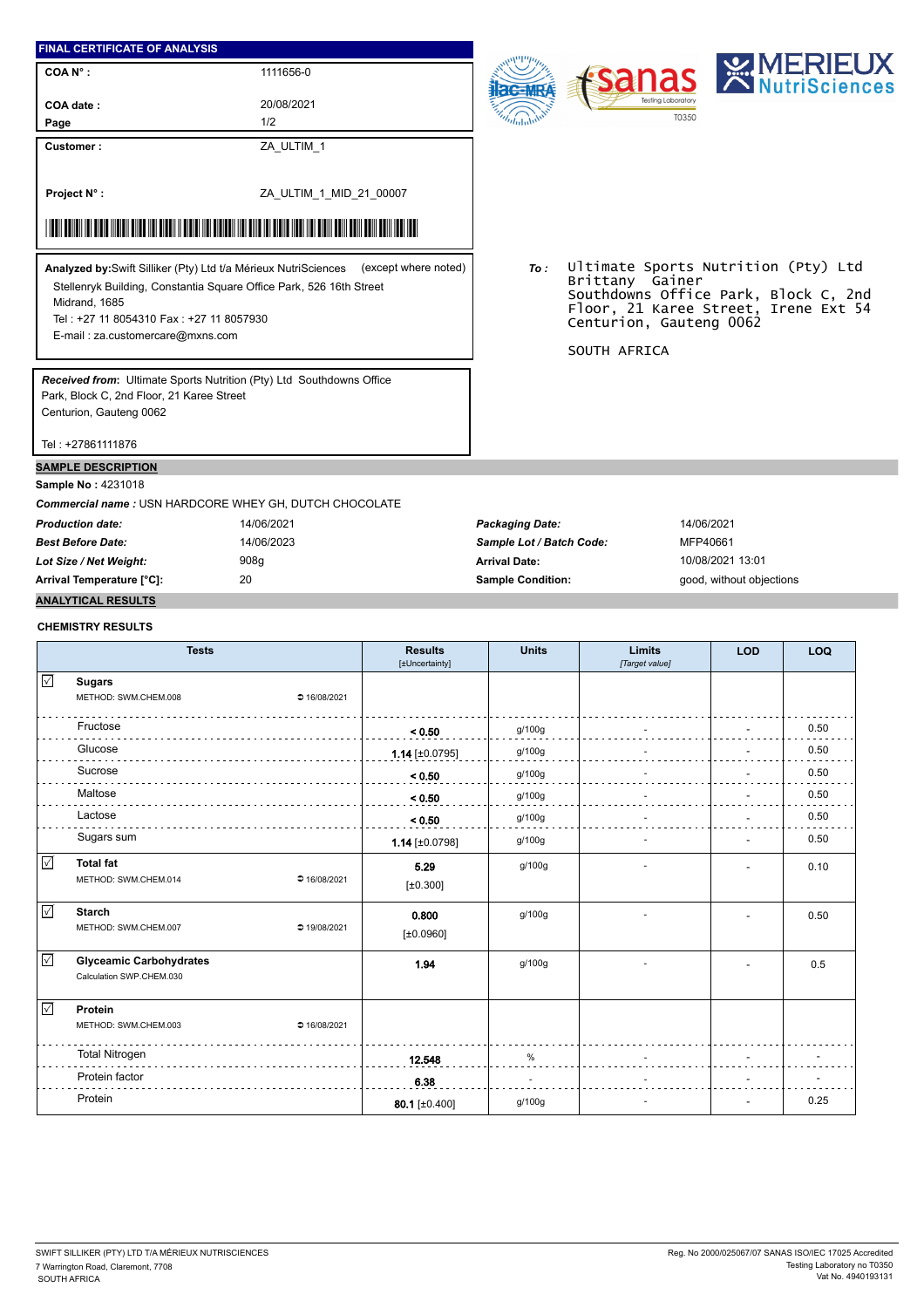**FINAL CERTIFICATE OF ANALYSIS**

| | |
|---|---|
| **COA N° :** | 1111656-0 |
| **COA date :** | 20/08/2021 |
| **Page** | 1/2 |

| | |
|---|---|
| **Customer :** | ZA_ULTIM_1 |
| **Project N° :** | ZA_ULTIM_1_MID_21_00007 |

**Analyzed by:** Swift Silliker (Pty) Ltd t/a Mérieux NutriSciences (except where noted)
Stellenryk Building, Constantia Square Office Park, 526 16th Street
Midrand, 1685
Tel : +27 11 8054310 Fax : +27 11 8057930
E-mail : za.customercare@mxns.com

***Received from*:** Ultimate Sports Nutrition (Pty) Ltd Southdowns Office Park, Block C, 2nd Floor, 21 Karee Street
Centurion, Gauteng 0062

Tel : +27861111876

***To :*** Ultimate Sports Nutrition (Pty) Ltd
Brittany Gainer
Southdowns Office Park, Block C, 2nd Floor, 21 Karee Street, Irene Ext 54
Centurion, Gauteng 0062

SOUTH AFRICA

## SAMPLE DESCRIPTION

**Sample No :** 4231018

***Commercial name :*** USN HARDCORE WHEY GH, DUTCH CHOCOLATE

| | | | |
|---|---|---|---|
| ***Production date:*** | 14/06/2021 | ***Packaging Date:*** | 14/06/2021 |
| ***Best Before Date:*** | 14/06/2023 | ***Sample Lot / Batch Code:*** | MFP40661 |
| ***Lot Size / Net Weight:*** | 908g | **Arrival Date:** | 10/08/2021 13:01 |
| **Arrival Temperature [°C]:** | 20 | **Sample Condition:** | good, without objections |

## ANALYTICAL RESULTS

### CHEMISTRY RESULTS

| Tests | Results [±Uncertainty] | Units | Limits [Target value] | LOD | LOQ |
|---|---|---|---|---|---|
| ☑ **Sugars** METHOD: SWM.CHEM.008 ⊃ 16/08/2021 | | | | | |
| Fructose | **< 0.50** | g/100g | - | - | 0.50 |
| Glucose | **1.14** [±0.0795] | g/100g | - | - | 0.50 |
| Sucrose | **< 0.50** | g/100g | - | - | 0.50 |
| Maltose | **< 0.50** | g/100g | - | - | 0.50 |
| Lactose | **< 0.50** | g/100g | - | - | 0.50 |
| Sugars sum | **1.14** [±0.0798] | g/100g | - | - | 0.50 |
| ☑ **Total fat** METHOD: SWM.CHEM.014 ⊃ 16/08/2021 | **5.29** [±0.300] | g/100g | - | - | 0.10 |
| ☑ **Starch** METHOD: SWM.CHEM.007 ⊃ 19/08/2021 | **0.800** [±0.0960] | g/100g | - | - | 0.50 |
| ☑ **Glyceamic Carbohydrates** Calculation SWP.CHEM.030 | **1.94** | g/100g | - | - | 0.5 |
| ☑ **Protein** METHOD: SWM.CHEM.003 ⊃ 16/08/2021 | | | | | |
| Total Nitrogen | **12.548** | % | - | - | - |
| Protein factor | **6.38** | - | - | - | - |
| Protein | **80.1** [±0.400] | g/100g | - | - | 0.25 |

SWIFT SILLIKER (PTY) LTD T/A MÉRIEUX NUTRISCIENCES
7 Warrington Road, Claremont, 7708
SOUTH AFRICA

Reg. No 2000/025067/07 SANAS ISO/IEC 17025 Accredited
Testing Laboratory no T0350
Vat No. 4940193131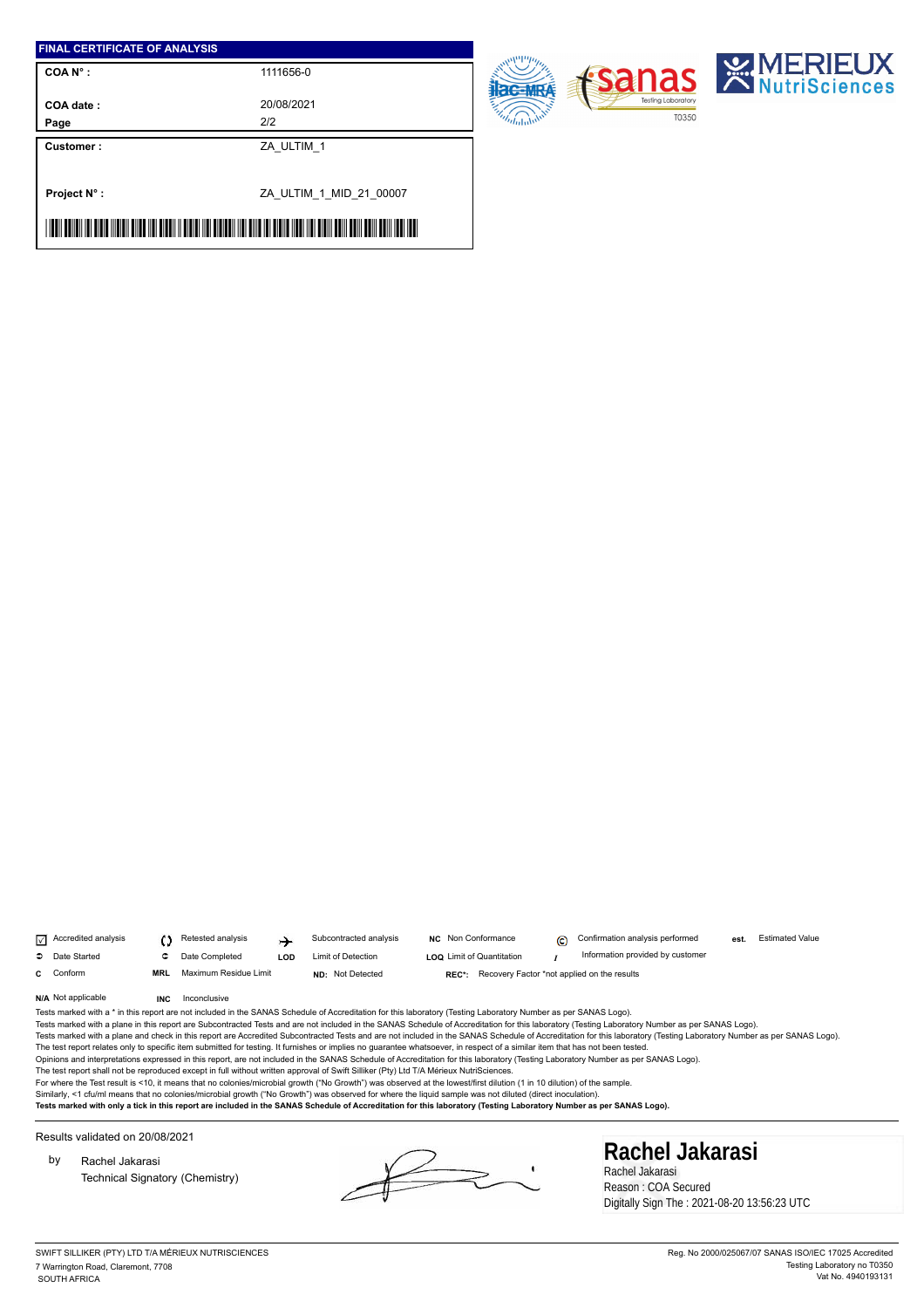## FINAL CERTIFICATE OF ANALYSIS

| | |
|---|---|
| **COA N° :** | 1111656-0 |
| **COA date :** | 20/08/2021 |
| **Page** | 2/2 |

| | |
|---|---|
| **Customer :** | ZA_ULTIM_1 |
| **Project N° :** | ZA_ULTIM_1_MID_21_00007 |

| | | | | | | | | | | | |
|---|---|---|---|---|---|---|---|---|---|---|---|
| ☑ | Accredited analysis | ( ) | Retested analysis | ✈ | Subcontracted analysis | **NC** | Non Conformance | Ⓒ | Confirmation analysis performed | **est.** | Estimated Value |
| ➲ | Date Started | ➲ | Date Completed | **LOD** | Limit of Detection | **LOQ** | Limit of Quantitation | **I** | Information provided by customer | | |
| **C** | Conform | **MRL** | Maximum Residue Limit | **ND:** | Not Detected | **REC*:** | Recovery Factor *not applied on the results | | | | |
| **N/A** | Not applicable | **INC** | Inconclusive | | | | | | | | |

Tests marked with a * in this report are not included in the SANAS Schedule of Accreditation for this laboratory (Testing Laboratory Number as per SANAS Logo).
Tests marked with a plane in this report are Subcontracted Tests and are not included in the SANAS Schedule of Accreditation for this laboratory (Testing Laboratory Number as per SANAS Logo).
Tests marked with a plane and check in this report are Accredited Subcontracted Tests and are not included in the SANAS Schedule of Accreditation for this laboratory (Testing Laboratory Number as per SANAS Logo).
The test report relates only to specific item submitted for testing. It furnishes or implies no guarantee whatsoever, in respect of a similar item that has not been tested.
Opinions and interpretations expressed in this report, are not included in the SANAS Schedule of Accreditation for this laboratory (Testing Laboratory Number as per SANAS Logo).
The test report shall not be reproduced except in full without written approval of Swift Silliker (Pty) Ltd T/A Mérieux NutriSciences.
For where the Test result is <10, it means that no colonies/microbial growth ("No Growth") was observed at the lowest/first dilution (1 in 10 dilution) of the sample.
Similarly, <1 cfu/ml means that no colonies/microbial growth ("No Growth") was observed for where the liquid sample was not diluted (direct inoculation).
**Tests marked with only a tick in this report are included in the SANAS Schedule of Accreditation for this laboratory (Testing Laboratory Number as per SANAS Logo).**

Results validated on 20/08/2021

by Rachel Jakarasi
Technical Signatory (Chemistry)

**Rachel Jakarasi**
Rachel Jakarasi
Reason : COA Secured
Digitally Sign The : 2021-08-20 13:56:23 UTC

SWIFT SILLIKER (PTY) LTD T/A MÉRIEUX NUTRISCIENCES
7 Warrington Road, Claremont, 7708
SOUTH AFRICA

Reg. No 2000/025067/07 SANAS ISO/IEC 17025 Accredited
Testing Laboratory no T0350
Vat No. 4940193131